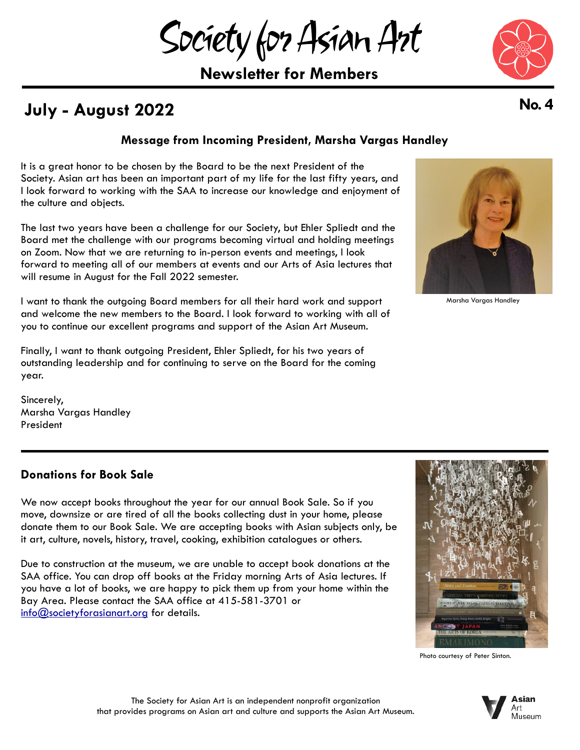# Society for Asian Art

## Newsletter for Members

**July - August 2022** **No. 4**

### Message from Incoming President, Marsha Vargas Handley

It is a great honor to be chosen by the Board to be the next President of the Society. Asian art has been an important part of my life for the last fifty years, and I look forward to working with the SAA to increase our knowledge and enjoyment of the culture and objects.

The last two years have been a challenge for our Society, but Ehler Spliedt and the Board met the challenge with our programs becoming virtual and holding meetings on Zoom. Now that we are returning to in-person events and meetings, I look forward to meeting all of our members at events and our Arts of Asia lectures that will resume in August for the Fall 2022 semester.

I want to thank the outgoing Board members for all their hard work and support and welcome the new members to the Board. I look forward to working with all of you to continue our excellent programs and support of the Asian Art Museum.

Finally, I want to thank outgoing President, Ehler Spliedt, for his two years of outstanding leadership and for continuing to serve on the Board for the coming year.

Sincerely,
Marsha Vargas Handley
President

Marsha Vargas Handley

### Donations for Book Sale

We now accept books throughout the year for our annual Book Sale. So if you move, downsize or are tired of all the books collecting dust in your home, please donate them to our Book Sale. We are accepting books with Asian subjects only, be it art, culture, novels, history, travel, cooking, exhibition catalogues or others.

Due to construction at the museum, we are unable to accept book donations at the SAA office. You can drop off books at the Friday morning Arts of Asia lectures. If you have a lot of books, we are happy to pick them up from your home within the Bay Area. Please contact the SAA office at 415-581-3701 or info@societyforasianart.org for details.

Photo courtesy of Peter Sinton.

The Society for Asian Art is an independent nonprofit organization that provides programs on Asian art and culture and supports the Asian Art Museum.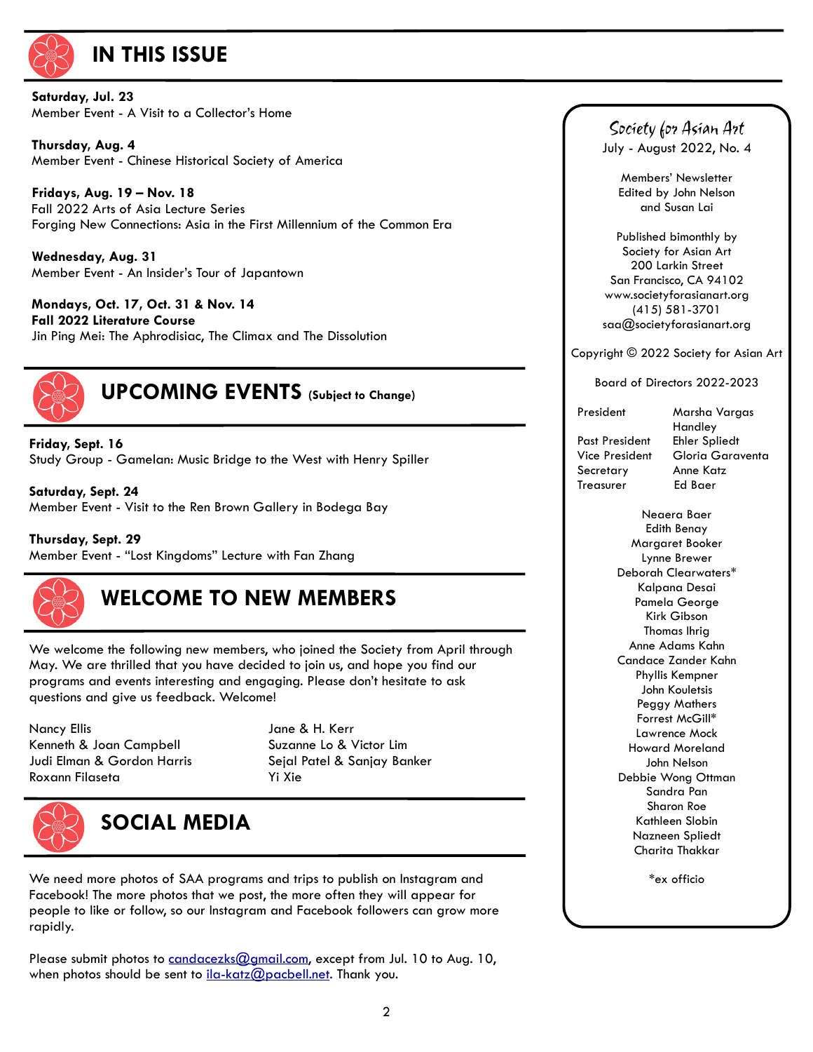# IN THIS ISSUE

**Saturday, Jul. 23**
Member Event - A Visit to a Collector's Home

**Thursday, Aug. 4**
Member Event - Chinese Historical Society of America

**Fridays, Aug. 19 – Nov. 18**
Fall 2022 Arts of Asia Lecture Series
Forging New Connections: Asia in the First Millennium of the Common Era

**Wednesday, Aug. 31**
Member Event - An Insider's Tour of Japantown

**Mondays, Oct. 17, Oct. 31 & Nov. 14**
**Fall 2022 Literature Course**
Jin Ping Mei: The Aphrodisiac, The Climax and The Dissolution

# UPCOMING EVENTS (Subject to Change)

**Friday, Sept. 16**
Study Group - Gamelan: Music Bridge to the West with Henry Spiller

**Saturday, Sept. 24**
Member Event - Visit to the Ren Brown Gallery in Bodega Bay

**Thursday, Sept. 29**
Member Event - "Lost Kingdoms" Lecture with Fan Zhang

# WELCOME TO NEW MEMBERS

We welcome the following new members, who joined the Society from April through May. We are thrilled that you have decided to join us, and hope you find our programs and events interesting and engaging. Please don't hesitate to ask questions and give us feedback. Welcome!

Nancy Ellis
Kenneth & Joan Campbell
Judi Elman & Gordon Harris
Roxann Filaseta
Jane & H. Kerr
Suzanne Lo & Victor Lim
Sejal Patel & Sanjay Banker
Yi Xie

# SOCIAL MEDIA

We need more photos of SAA programs and trips to publish on Instagram and Facebook! The more photos that we post, the more often they will appear for people to like or follow, so our Instagram and Facebook followers can grow more rapidly.

Please submit photos to candacezks@gmail.com, except from Jul. 10 to Aug. 10, when photos should be sent to ila-katz@pacbell.net. Thank you.

---

Society for Asian Art
July - August 2022, No. 4

Members' Newsletter
Edited by John Nelson
and Susan Lai

Published bimonthly by
Society for Asian Art
200 Larkin Street
San Francisco, CA 94102
www.societyforasianart.org
(415) 581-3701
saa@societyforasianart.org

Copyright © 2022 Society for Asian Art

Board of Directors 2022-2023

| | |
|---|---|
| President | Marsha Vargas Handley |
| Past President | Ehler Spliedt |
| Vice President | Gloria Garaventa |
| Secretary | Anne Katz |
| Treasurer | Ed Baer |

Neaera Baer
Edith Benay
Margaret Booker
Lynne Brewer
Deborah Clearwaters*
Kalpana Desai
Pamela George
Kirk Gibson
Thomas Ihrig
Anne Adams Kahn
Candace Zander Kahn
Phyllis Kempner
John Kouletsis
Peggy Mathers
Forrest McGill*
Lawrence Mock
Howard Moreland
John Nelson
Debbie Wong Ottman
Sandra Pan
Sharon Roe
Kathleen Slobin
Nazneen Spliedt
Charita Thakkar

*ex officio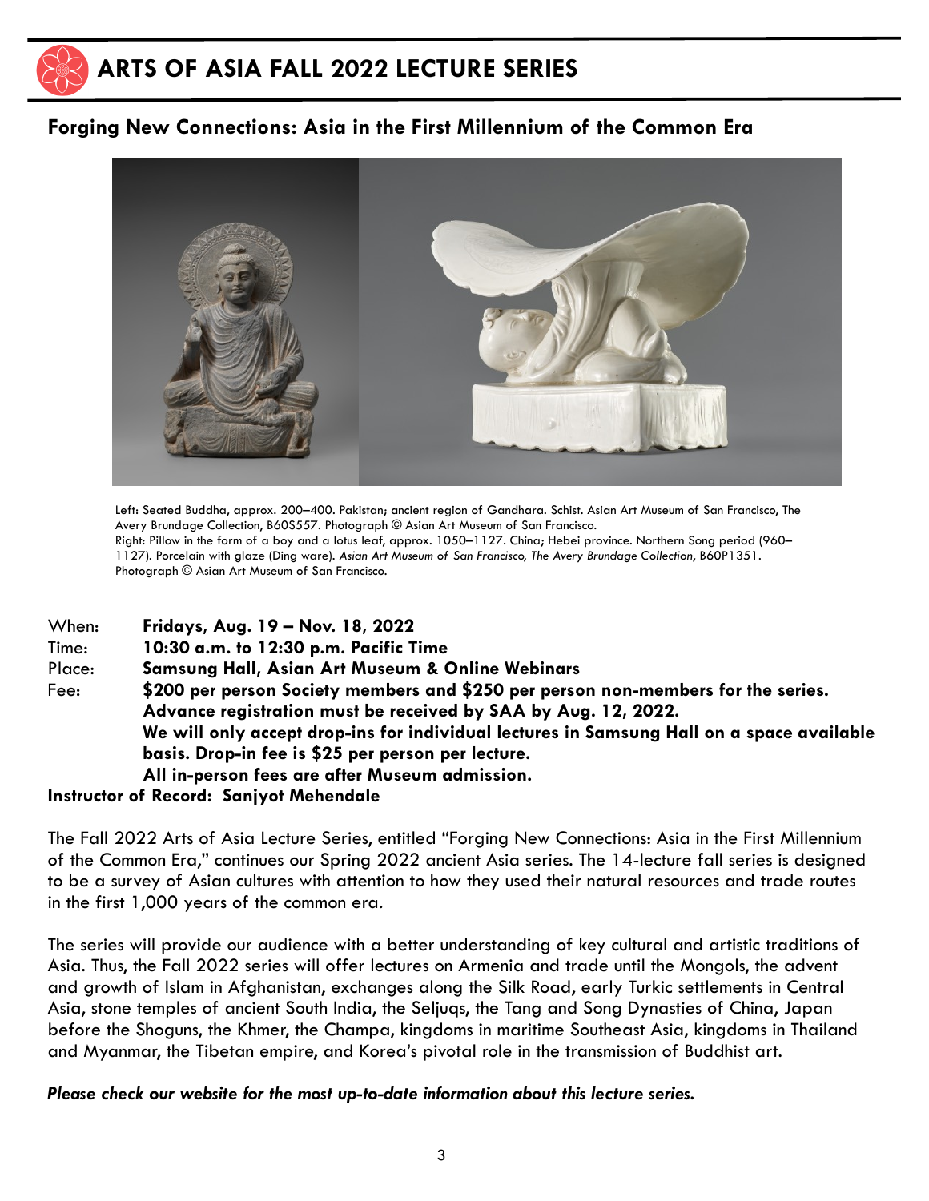# ARTS OF ASIA FALL 2022 LECTURE SERIES

## Forging New Connections: Asia in the First Millennium of the Common Era

Left: Seated Buddha, approx. 200–400. Pakistan; ancient region of Gandhara. Schist. Asian Art Museum of San Francisco, The Avery Brundage Collection, B60S557. Photograph © Asian Art Museum of San Francisco.
Right: Pillow in the form of a boy and a lotus leaf, approx. 1050–1127. China; Hebei province. Northern Song period (960–1127). Porcelain with glaze (Ding ware). *Asian Art Museum of San Francisco, The Avery Brundage Collection*, B60P1351. Photograph © Asian Art Museum of San Francisco.

When: **Fridays, Aug. 19 – Nov. 18, 2022**
Time: **10:30 a.m. to 12:30 p.m. Pacific Time**
Place: **Samsung Hall, Asian Art Museum & Online Webinars**
Fee: **$200 per person Society members and $250 per person non-members for the series.**
**Advance registration must be received by SAA by Aug. 12, 2022.**
**We will only accept drop-ins for individual lectures in Samsung Hall on a space available basis. Drop-in fee is $25 per person per lecture.**
**All in-person fees are after Museum admission.**

**Instructor of Record: Sanjyot Mehendale**

The Fall 2022 Arts of Asia Lecture Series, entitled "Forging New Connections: Asia in the First Millennium of the Common Era," continues our Spring 2022 ancient Asia series. The 14-lecture fall series is designed to be a survey of Asian cultures with attention to how they used their natural resources and trade routes in the first 1,000 years of the common era.

The series will provide our audience with a better understanding of key cultural and artistic traditions of Asia. Thus, the Fall 2022 series will offer lectures on Armenia and trade until the Mongols, the advent and growth of Islam in Afghanistan, exchanges along the Silk Road, early Turkic settlements in Central Asia, stone temples of ancient South India, the Seljuqs, the Tang and Song Dynasties of China, Japan before the Shoguns, the Khmer, the Champa, kingdoms in maritime Southeast Asia, kingdoms in Thailand and Myanmar, the Tibetan empire, and Korea's pivotal role in the transmission of Buddhist art.

***Please check our website for the most up-to-date information about this lecture series.***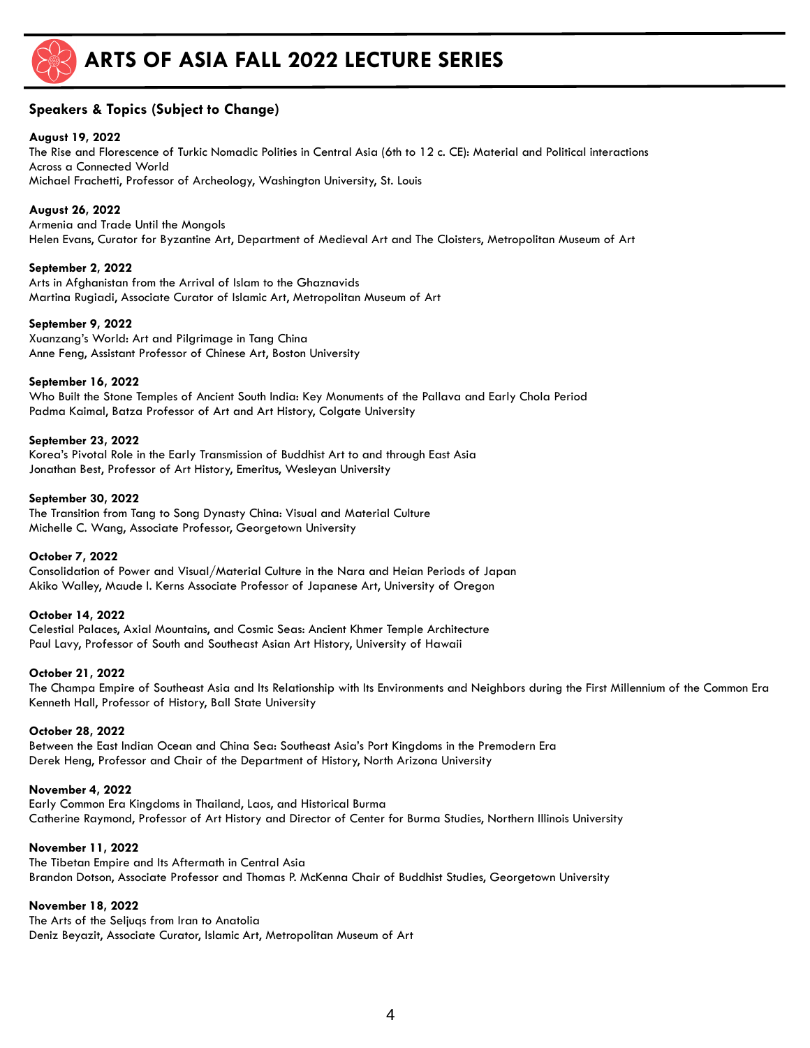# ARTS OF ASIA FALL 2022 LECTURE SERIES

## Speakers & Topics (Subject to Change)

**August 19, 2022**
The Rise and Florescence of Turkic Nomadic Polities in Central Asia (6th to 12 c. CE): Material and Political interactions Across a Connected World
Michael Frachetti, Professor of Archeology, Washington University, St. Louis

**August 26, 2022**
Armenia and Trade Until the Mongols
Helen Evans, Curator for Byzantine Art, Department of Medieval Art and The Cloisters, Metropolitan Museum of Art

**September 2, 2022**
Arts in Afghanistan from the Arrival of Islam to the Ghaznavids
Martina Rugiadi, Associate Curator of Islamic Art, Metropolitan Museum of Art

**September 9, 2022**
Xuanzang's World: Art and Pilgrimage in Tang China
Anne Feng, Assistant Professor of Chinese Art, Boston University

**September 16, 2022**
Who Built the Stone Temples of Ancient South India: Key Monuments of the Pallava and Early Chola Period
Padma Kaimal, Batza Professor of Art and Art History, Colgate University

**September 23, 2022**
Korea's Pivotal Role in the Early Transmission of Buddhist Art to and through East Asia
Jonathan Best, Professor of Art History, Emeritus, Wesleyan University

**September 30, 2022**
The Transition from Tang to Song Dynasty China: Visual and Material Culture
Michelle C. Wang, Associate Professor, Georgetown University

**October 7, 2022**
Consolidation of Power and Visual/Material Culture in the Nara and Heian Periods of Japan
Akiko Walley, Maude I. Kerns Associate Professor of Japanese Art, University of Oregon

**October 14, 2022**
Celestial Palaces, Axial Mountains, and Cosmic Seas: Ancient Khmer Temple Architecture
Paul Lavy, Professor of South and Southeast Asian Art History, University of Hawaii

**October 21, 2022**
The Champa Empire of Southeast Asia and Its Relationship with Its Environments and Neighbors during the First Millennium of the Common Era
Kenneth Hall, Professor of History, Ball State University

**October 28, 2022**
Between the East Indian Ocean and China Sea: Southeast Asia's Port Kingdoms in the Premodern Era
Derek Heng, Professor and Chair of the Department of History, North Arizona University

**November 4, 2022**
Early Common Era Kingdoms in Thailand, Laos, and Historical Burma
Catherine Raymond, Professor of Art History and Director of Center for Burma Studies, Northern Illinois University

**November 11, 2022**
The Tibetan Empire and Its Aftermath in Central Asia
Brandon Dotson, Associate Professor and Thomas P. McKenna Chair of Buddhist Studies, Georgetown University

**November 18, 2022**
The Arts of the Seljuqs from Iran to Anatolia
Deniz Beyazit, Associate Curator, Islamic Art, Metropolitan Museum of Art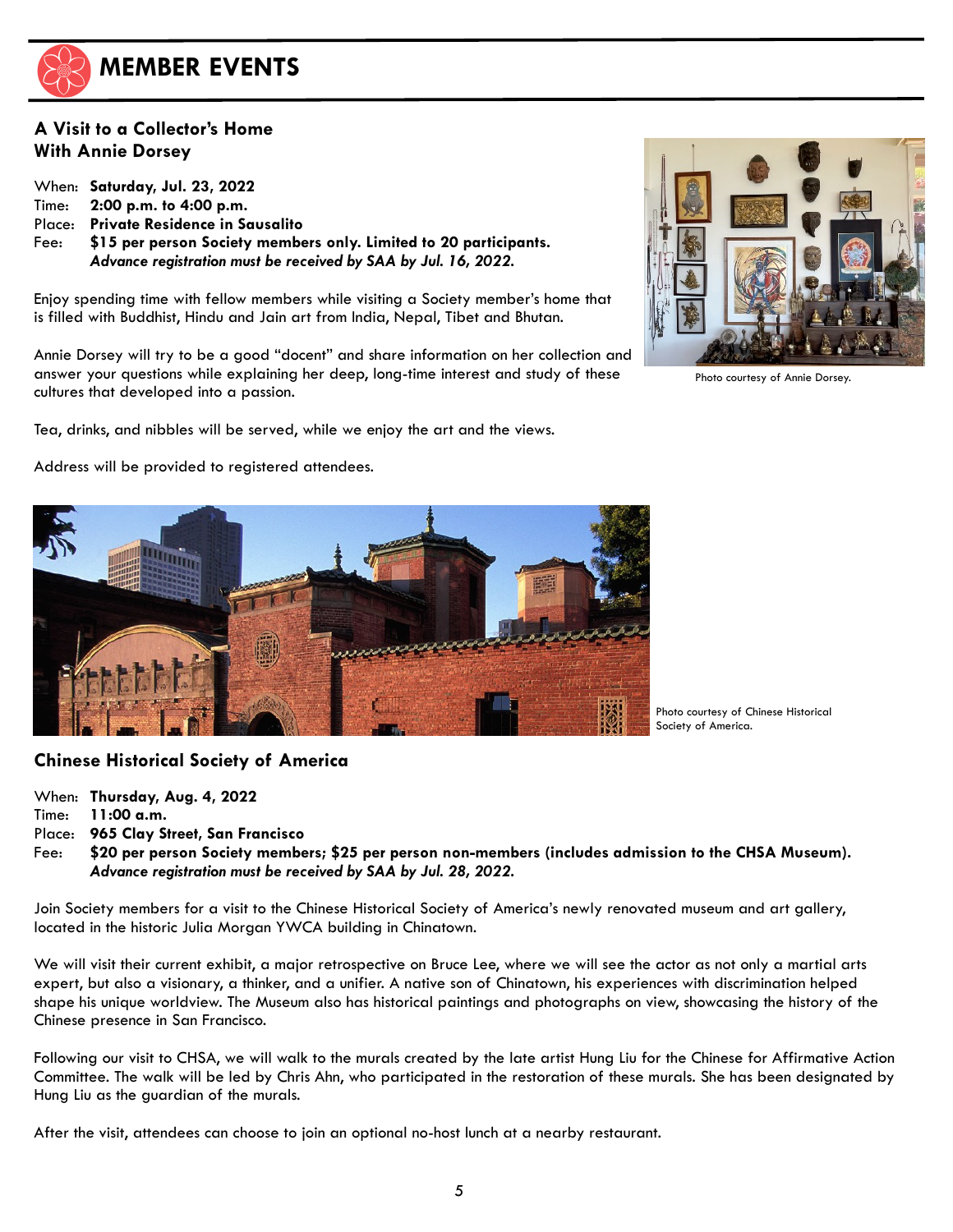# MEMBER EVENTS

## A Visit to a Collector's Home With Annie Dorsey

When: **Saturday, Jul. 23, 2022**
Time: **2:00 p.m. to 4:00 p.m.**
Place: **Private Residence in Sausalito**
Fee: **$15 per person Society members only. Limited to 20 participants.**
***Advance registration must be received by SAA by Jul. 16, 2022.***

Enjoy spending time with fellow members while visiting a Society member's home that is filled with Buddhist, Hindu and Jain art from India, Nepal, Tibet and Bhutan.

Annie Dorsey will try to be a good "docent" and share information on her collection and answer your questions while explaining her deep, long-time interest and study of these cultures that developed into a passion.

Tea, drinks, and nibbles will be served, while we enjoy the art and the views.

Address will be provided to registered attendees.

Photo courtesy of Annie Dorsey.

Photo courtesy of Chinese Historical Society of America.

## Chinese Historical Society of America

When: **Thursday, Aug. 4, 2022**
Time: **11:00 a.m.**
Place: **965 Clay Street, San Francisco**
Fee: **$20 per person Society members; $25 per person non-members (includes admission to the CHSA Museum).**
***Advance registration must be received by SAA by Jul. 28, 2022.***

Join Society members for a visit to the Chinese Historical Society of America's newly renovated museum and art gallery, located in the historic Julia Morgan YWCA building in Chinatown.

We will visit their current exhibit, a major retrospective on Bruce Lee, where we will see the actor as not only a martial arts expert, but also a visionary, a thinker, and a unifier. A native son of Chinatown, his experiences with discrimination helped shape his unique worldview. The Museum also has historical paintings and photographs on view, showcasing the history of the Chinese presence in San Francisco.

Following our visit to CHSA, we will walk to the murals created by the late artist Hung Liu for the Chinese for Affirmative Action Committee. The walk will be led by Chris Ahn, who participated in the restoration of these murals. She has been designated by Hung Liu as the guardian of the murals.

After the visit, attendees can choose to join an optional no-host lunch at a nearby restaurant.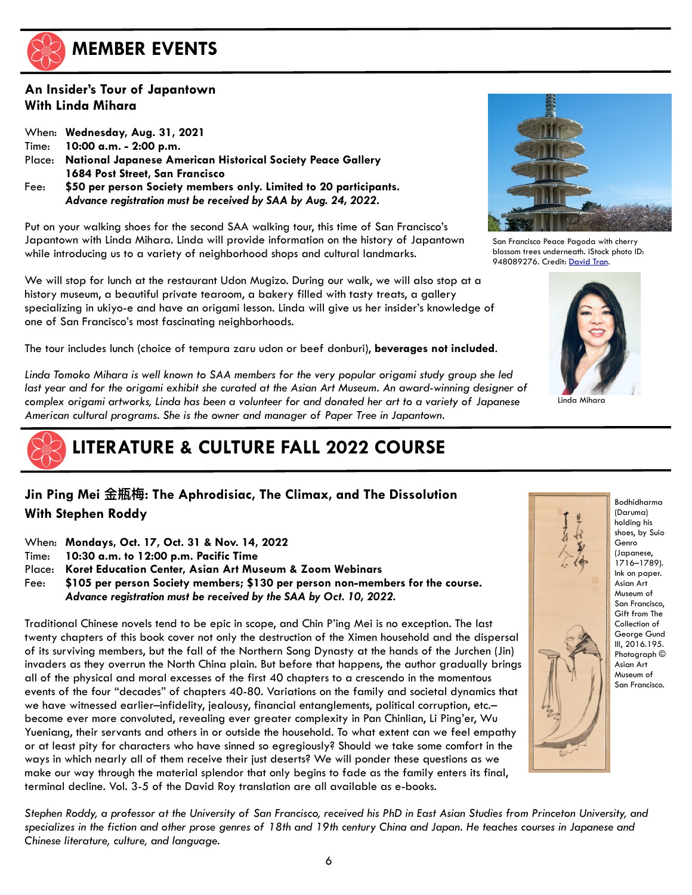# MEMBER EVENTS

## An Insider's Tour of Japantown With Linda Mihara

When: **Wednesday, Aug. 31, 2021**
Time: **10:00 a.m. - 2:00 p.m.**
Place: **National Japanese American Historical Society Peace Gallery**
**1684 Post Street, San Francisco**
Fee: **$50 per person Society members only. Limited to 20 participants.**
***Advance registration must be received by SAA by Aug. 24, 2022.***

Put on your walking shoes for the second SAA walking tour, this time of San Francisco's Japantown with Linda Mihara. Linda will provide information on the history of Japantown while introducing us to a variety of neighborhood shops and cultural landmarks.

We will stop for lunch at the restaurant Udon Mugizo. During our walk, we will also stop at a history museum, a beautiful private tearoom, a bakery filled with tasty treats, a gallery specializing in ukiyo-e and have an origami lesson. Linda will give us her insider's knowledge of one of San Francisco's most fascinating neighborhoods.

The tour includes lunch (choice of tempura zaru udon or beef donburi), **beverages not included**.

*Linda Tomoko Mihara is well known to SAA members for the very popular origami study group she led last year and for the origami exhibit she curated at the Asian Art Museum. An award-winning designer of complex origami artworks, Linda has been a volunteer for and donated her art to a variety of Japanese American cultural programs. She is the owner and manager of Paper Tree in Japantown.*

San Francisco Peace Pagoda with cherry blossom trees underneath. iStock photo ID: 948089276. Credit: David Tran.

Linda Mihara

# LITERATURE & CULTURE FALL 2022 COURSE

## Jin Ping Mei 金瓶梅: The Aphrodisiac, The Climax, and The Dissolution With Stephen Roddy

When: **Mondays, Oct. 17, Oct. 31 & Nov. 14, 2022**
Time: **10:30 a.m. to 12:00 p.m. Pacific Time**
Place: **Koret Education Center, Asian Art Museum & Zoom Webinars**
Fee: **$105 per person Society members; $130 per person non-members for the course.**
***Advance registration must be received by the SAA by Oct. 10, 2022.***

Traditional Chinese novels tend to be epic in scope, and Chin P'ing Mei is no exception. The last twenty chapters of this book cover not only the destruction of the Ximen household and the dispersal of its surviving members, but the fall of the Northern Song Dynasty at the hands of the Jurchen (Jin) invaders as they overrun the North China plain. But before that happens, the author gradually brings all of the physical and moral excesses of the first 40 chapters to a crescendo in the momentous events of the four "decades" of chapters 40-80. Variations on the family and societal dynamics that we have witnessed earlier–infidelity, jealousy, financial entanglements, political corruption, etc.– become ever more convoluted, revealing ever greater complexity in Pan Chinlian, Li Ping'er, Wu Yueniang, their servants and others in or outside the household. To what extent can we feel empathy or at least pity for characters who have sinned so egregiously? Should we take some comfort in the ways in which nearly all of them receive their just deserts? We will ponder these questions as we make our way through the material splendor that only begins to fade as the family enters its final, terminal decline. Vol. 3-5 of the David Roy translation are all available as e-books.

Bodhidharma (Daruma) holding his shoes, by Suio Genro (Japanese, 1716–1789). Ink on paper. Asian Art Museum of San Francisco, Gift from The Collection of George Gund III, 2016.195. Photograph © Asian Art Museum of San Francisco.

*Stephen Roddy, a professor at the University of San Francisco, received his PhD in East Asian Studies from Princeton University, and specializes in the fiction and other prose genres of 18th and 19th century China and Japan. He teaches courses in Japanese and Chinese literature, culture, and language.*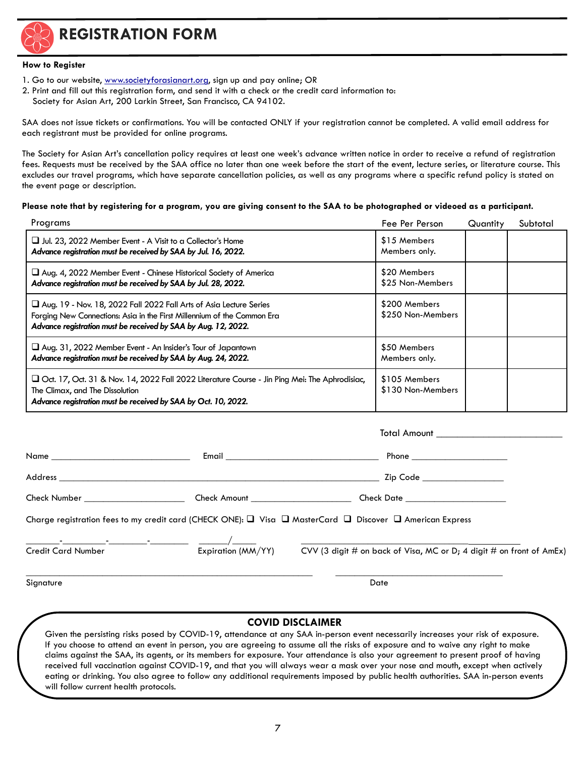# REGISTRATION FORM

**How to Register**

1. Go to our website, [www.societyforasianart.org](www.societyforasianart.org), sign up and pay online; OR
2. Print and fill out this registration form, and send it with a check or the credit card information to:
   Society for Asian Art, 200 Larkin Street, San Francisco, CA 94102.

SAA does not issue tickets or confirmations. You will be contacted ONLY if your registration cannot be completed. A valid email address for each registrant must be provided for online programs.

The Society for Asian Art's cancellation policy requires at least one week's advance written notice in order to receive a refund of registration fees. Requests must be received by the SAA office no later than one week before the start of the event, lecture series, or literature course. This excludes our travel programs, which have separate cancellation policies, as well as any programs where a specific refund policy is stated on the event page or description.

**Please note that by registering for a program, you are giving consent to the SAA to be photographed or videoed as a participant.**

| Programs | Fee Per Person | Quantity | Subtotal |
|---|---|---|---|
| ❑ Jul. 23, 2022 Member Event - A Visit to a Collector's Home<br>***Advance registration must be received by SAA by Jul. 16, 2022.*** | \$15 Members<br>Members only. | | |
| ❑ Aug. 4, 2022 Member Event - Chinese Historical Society of America<br>***Advance registration must be received by SAA by Jul. 28, 2022.*** | \$20 Members<br>\$25 Non-Members | | |
| ❑ Aug. 19 - Nov. 18, 2022 Fall 2022 Fall Arts of Asia Lecture Series<br>Forging New Connections: Asia in the First Millennium of the Common Era<br>***Advance registration must be received by SAA by Aug. 12, 2022.*** | \$200 Members<br>\$250 Non-Members | | |
| ❑ Aug. 31, 2022 Member Event - An Insider's Tour of Japantown<br>***Advance registration must be received by SAA by Aug. 24, 2022.*** | \$50 Members<br>Members only. | | |
| ❑ Oct. 17, Oct. 31 & Nov. 14, 2022 Fall 2022 Literature Course - Jin Ping Mei: The Aphrodisiac, The Climax, and The Dissolution<br>***Advance registration must be received by SAA by Oct. 10, 2022.*** | \$105 Members<br>\$130 Non-Members | | |

Total Amount ________________________

Name ____________________________ Email ______________________________ Phone ____________________

Address ____________________________________________________________ Zip Code ________________

Check Number ____________________ Check Amount ____________________ Check Date ____________________

Charge registration fees to my credit card (CHECK ONE): ❑ Visa ❑ MasterCard ❑ Discover ❑ American Express

_______-________-________-________ ______/_____ ______________________________

Credit Card Number   Expiration (MM/YY)   CVV (3 digit # on back of Visa, MC or D; 4 digit # on front of AmEx)

____________________________________________________ ________________________________

Signature   Date

## COVID DISCLAIMER

Given the persisting risks posed by COVID-19, attendance at any SAA in-person event necessarily increases your risk of exposure. If you choose to attend an event in person, you are agreeing to assume all the risks of exposure and to waive any right to make claims against the SAA, its agents, or its members for exposure. Your attendance is also your agreement to present proof of having received full vaccination against COVID-19, and that you will always wear a mask over your nose and mouth, except when actively eating or drinking. You also agree to follow any additional requirements imposed by public health authorities. SAA in-person events will follow current health protocols.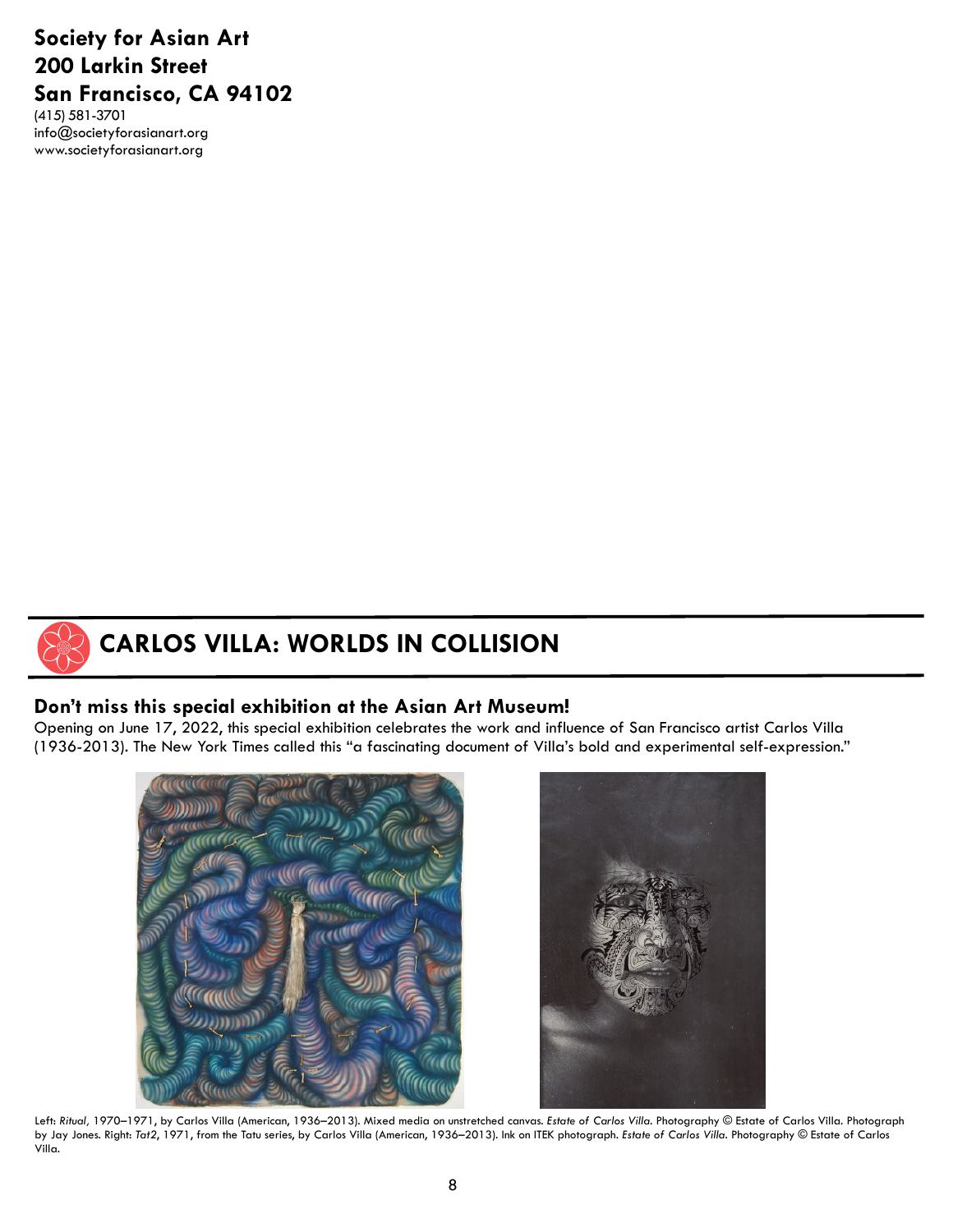**Society for Asian Art**
**200 Larkin Street**
**San Francisco, CA 94102**
(415) 581-3701
info@societyforasianart.org
www.societyforasianart.org

## CARLOS VILLA: WORLDS IN COLLISION

### Don't miss this special exhibition at the Asian Art Museum!

Opening on June 17, 2022, this special exhibition celebrates the work and influence of San Francisco artist Carlos Villa (1936-2013). The New York Times called this "a fascinating document of Villa's bold and experimental self-expression."

Left: *Ritual*, 1970–1971, by Carlos Villa (American, 1936–2013). Mixed media on unstretched canvas. *Estate of Carlos Villa*. Photography © Estate of Carlos Villa. Photograph by Jay Jones. Right: *Tat2*, 1971, from the Tatu series, by Carlos Villa (American, 1936–2013). Ink on ITEK photograph. *Estate of Carlos Villa*. Photography © Estate of Carlos Villa.